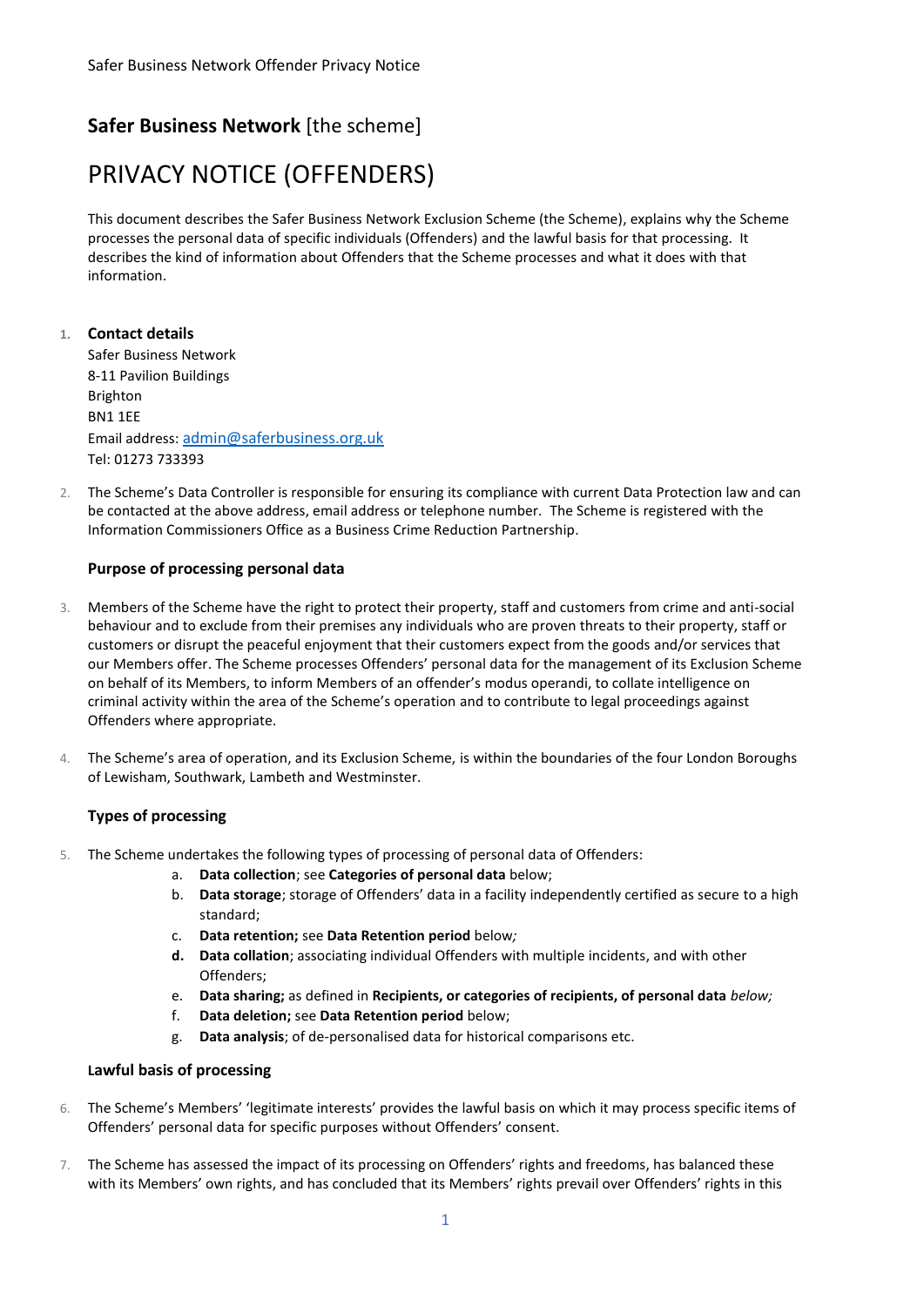## **Safer Business Network** [the scheme]

# PRIVACY NOTICE (OFFENDERS)

This document describes the Safer Business Network Exclusion Scheme (the Scheme), explains why the Scheme processes the personal data of specific individuals (Offenders) and the lawful basis for that processing. It describes the kind of information about Offenders that the Scheme processes and what it does with that information.

1. **Contact details**

   Safer Business Network
   8-11 Pavilion Buildings
   Brighton
   BN1 1EE
   Email address: admin@saferbusiness.org.uk
   Tel: 01273 733393

2. The Scheme's Data Controller is responsible for ensuring its compliance with current Data Protection law and can be contacted at the above address, email address or telephone number. The Scheme is registered with the Information Commissioners Office as a Business Crime Reduction Partnership.

### Purpose of processing personal data

3. Members of the Scheme have the right to protect their property, staff and customers from crime and anti-social behaviour and to exclude from their premises any individuals who are proven threats to their property, staff or customers or disrupt the peaceful enjoyment that their customers expect from the goods and/or services that our Members offer. The Scheme processes Offenders' personal data for the management of its Exclusion Scheme on behalf of its Members, to inform Members of an offender's modus operandi, to collate intelligence on criminal activity within the area of the Scheme's operation and to contribute to legal proceedings against Offenders where appropriate.

4. The Scheme's area of operation, and its Exclusion Scheme, is within the boundaries of the four London Boroughs of Lewisham, Southwark, Lambeth and Westminster.

### Types of processing

5. The Scheme undertakes the following types of processing of personal data of Offenders:
   a. **Data collection**; see **Categories of personal data** below;
   b. **Data storage**; storage of Offenders' data in a facility independently certified as secure to a high standard;
   c. **Data retention;** see **Data Retention period** below*;*
   d. **Data collation**; associating individual Offenders with multiple incidents, and with other Offenders;
   e. **Data sharing;** as defined in **Recipients, or categories of recipients, of personal data** *below;*
   f. **Data deletion;** see **Data Retention period** below;
   g. **Data analysis**; of de-personalised data for historical comparisons etc.

### Lawful basis of processing

6. The Scheme's Members' 'legitimate interests' provides the lawful basis on which it may process specific items of Offenders' personal data for specific purposes without Offenders' consent.

7. The Scheme has assessed the impact of its processing on Offenders' rights and freedoms, has balanced these with its Members' own rights, and has concluded that its Members' rights prevail over Offenders' rights in this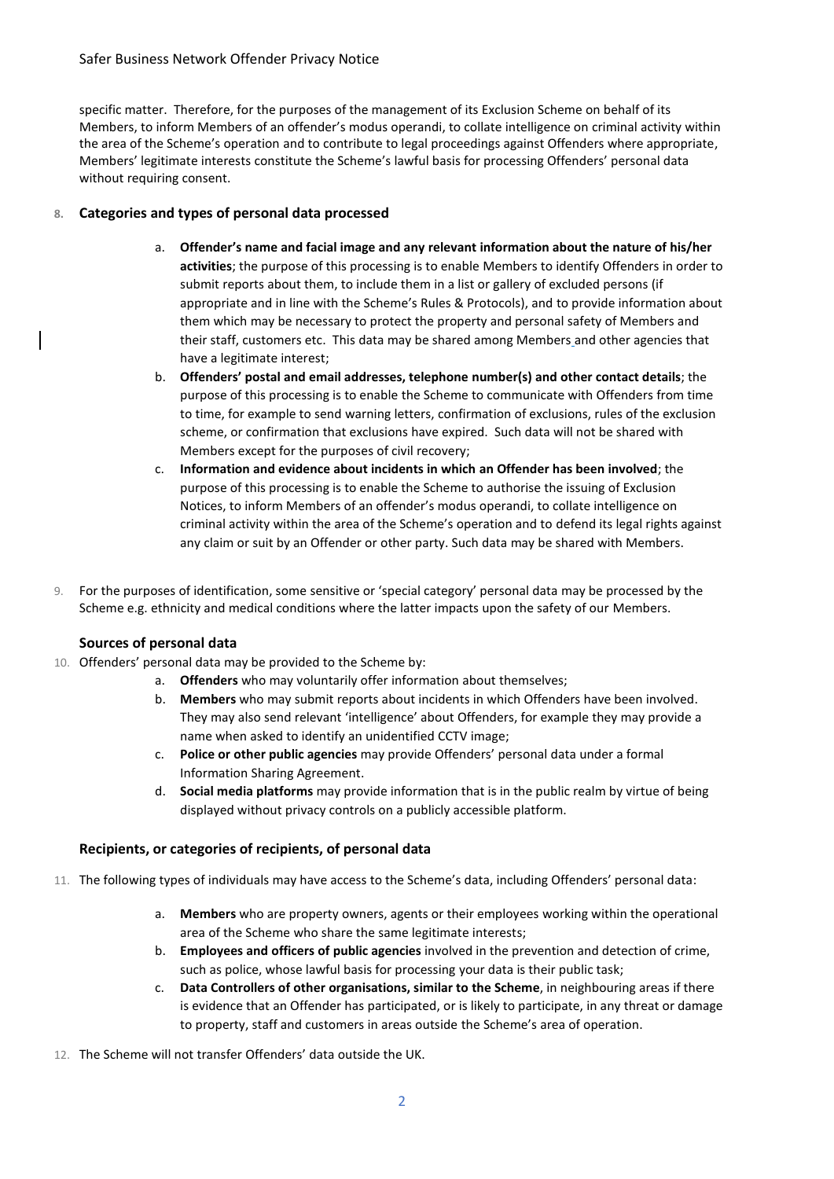specific matter. Therefore, for the purposes of the management of its Exclusion Scheme on behalf of its Members, to inform Members of an offender's modus operandi, to collate intelligence on criminal activity within the area of the Scheme's operation and to contribute to legal proceedings against Offenders where appropriate, Members' legitimate interests constitute the Scheme's lawful basis for processing Offenders' personal data without requiring consent.

8. **Categories and types of personal data processed**

   a. **Offender's name and facial image and any relevant information about the nature of his/her activities**; the purpose of this processing is to enable Members to identify Offenders in order to submit reports about them, to include them in a list or gallery of excluded persons (if appropriate and in line with the Scheme's Rules & Protocols), and to provide information about them which may be necessary to protect the property and personal safety of Members and their staff, customers etc. This data may be shared among Members and other agencies that have a legitimate interest;
   b. **Offenders' postal and email addresses, telephone number(s) and other contact details**; the purpose of this processing is to enable the Scheme to communicate with Offenders from time to time, for example to send warning letters, confirmation of exclusions, rules of the exclusion scheme, or confirmation that exclusions have expired. Such data will not be shared with Members except for the purposes of civil recovery;
   c. **Information and evidence about incidents in which an Offender has been involved**; the purpose of this processing is to enable the Scheme to authorise the issuing of Exclusion Notices, to inform Members of an offender's modus operandi, to collate intelligence on criminal activity within the area of the Scheme's operation and to defend its legal rights against any claim or suit by an Offender or other party. Such data may be shared with Members.

9. For the purposes of identification, some sensitive or 'special category' personal data may be processed by the Scheme e.g. ethnicity and medical conditions where the latter impacts upon the safety of our Members.

**Sources of personal data**

10. Offenders' personal data may be provided to the Scheme by:
    a. **Offenders** who may voluntarily offer information about themselves;
    b. **Members** who may submit reports about incidents in which Offenders have been involved. They may also send relevant 'intelligence' about Offenders, for example they may provide a name when asked to identify an unidentified CCTV image;
    c. **Police or other public agencies** may provide Offenders' personal data under a formal Information Sharing Agreement.
    d. **Social media platforms** may provide information that is in the public realm by virtue of being displayed without privacy controls on a publicly accessible platform.

**Recipients, or categories of recipients, of personal data**

11. The following types of individuals may have access to the Scheme's data, including Offenders' personal data:
    a. **Members** who are property owners, agents or their employees working within the operational area of the Scheme who share the same legitimate interests;
    b. **Employees and officers of public agencies** involved in the prevention and detection of crime, such as police, whose lawful basis for processing your data is their public task;
    c. **Data Controllers of other organisations, similar to the Scheme**, in neighbouring areas if there is evidence that an Offender has participated, or is likely to participate, in any threat or damage to property, staff and customers in areas outside the Scheme's area of operation.

12. The Scheme will not transfer Offenders' data outside the UK.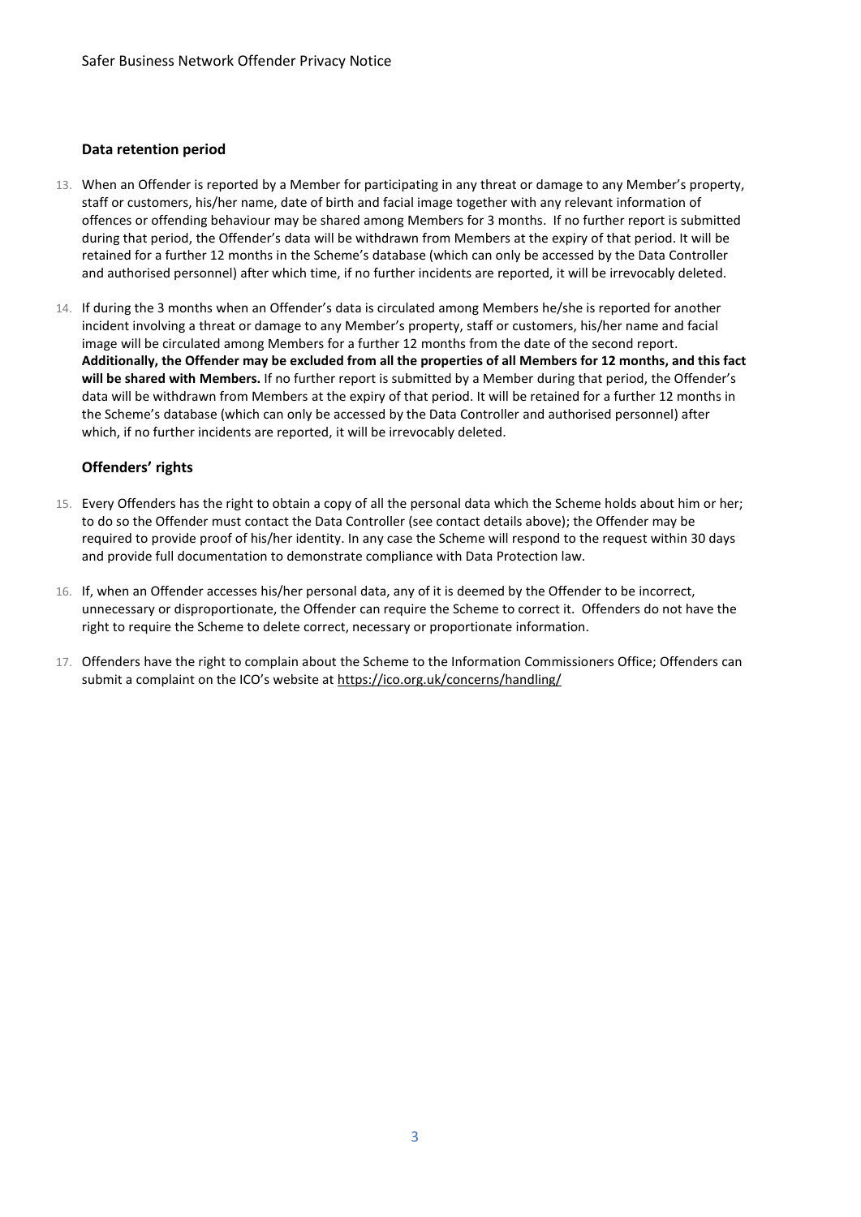## Data retention period

13. When an Offender is reported by a Member for participating in any threat or damage to any Member's property, staff or customers, his/her name, date of birth and facial image together with any relevant information of offences or offending behaviour may be shared among Members for 3 months. If no further report is submitted during that period, the Offender's data will be withdrawn from Members at the expiry of that period. It will be retained for a further 12 months in the Scheme's database (which can only be accessed by the Data Controller and authorised personnel) after which time, if no further incidents are reported, it will be irrevocably deleted.

14. If during the 3 months when an Offender's data is circulated among Members he/she is reported for another incident involving a threat or damage to any Member's property, staff or customers, his/her name and facial image will be circulated among Members for a further 12 months from the date of the second report. **Additionally, the Offender may be excluded from all the properties of all Members for 12 months, and this fact will be shared with Members.** If no further report is submitted by a Member during that period, the Offender's data will be withdrawn from Members at the expiry of that period. It will be retained for a further 12 months in the Scheme's database (which can only be accessed by the Data Controller and authorised personnel) after which, if no further incidents are reported, it will be irrevocably deleted.

## Offenders' rights

15. Every Offenders has the right to obtain a copy of all the personal data which the Scheme holds about him or her; to do so the Offender must contact the Data Controller (see contact details above); the Offender may be required to provide proof of his/her identity. In any case the Scheme will respond to the request within 30 days and provide full documentation to demonstrate compliance with Data Protection law.

16. If, when an Offender accesses his/her personal data, any of it is deemed by the Offender to be incorrect, unnecessary or disproportionate, the Offender can require the Scheme to correct it. Offenders do not have the right to require the Scheme to delete correct, necessary or proportionate information.

17. Offenders have the right to complain about the Scheme to the Information Commissioners Office; Offenders can submit a complaint on the ICO's website at https://ico.org.uk/concerns/handling/